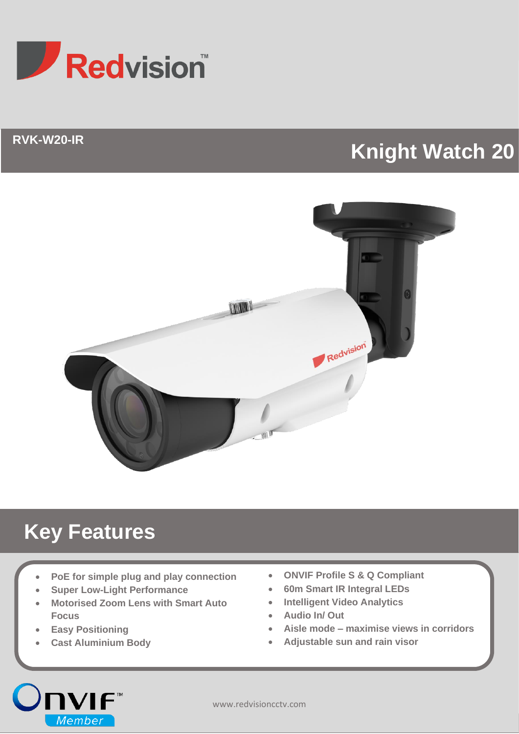RVK-W20-IR

# Knight Watch 20

## Key Features

- PoE for simple plug and play connection
- Super Low-Light Performance
- Motorised Zoom Lens with Smart Auto Focus
- Easy Positioning
- Cast Aluminium Body
- ONVIF Profile S & Q Compliant
- 60m Smart IR Integral LEDs
- Intelligent Video Analytics
- Audio In/ Out
- Aisle mode – maximise views in corridors
- Adjustable sun and rain visor

www.redvisioncctv.com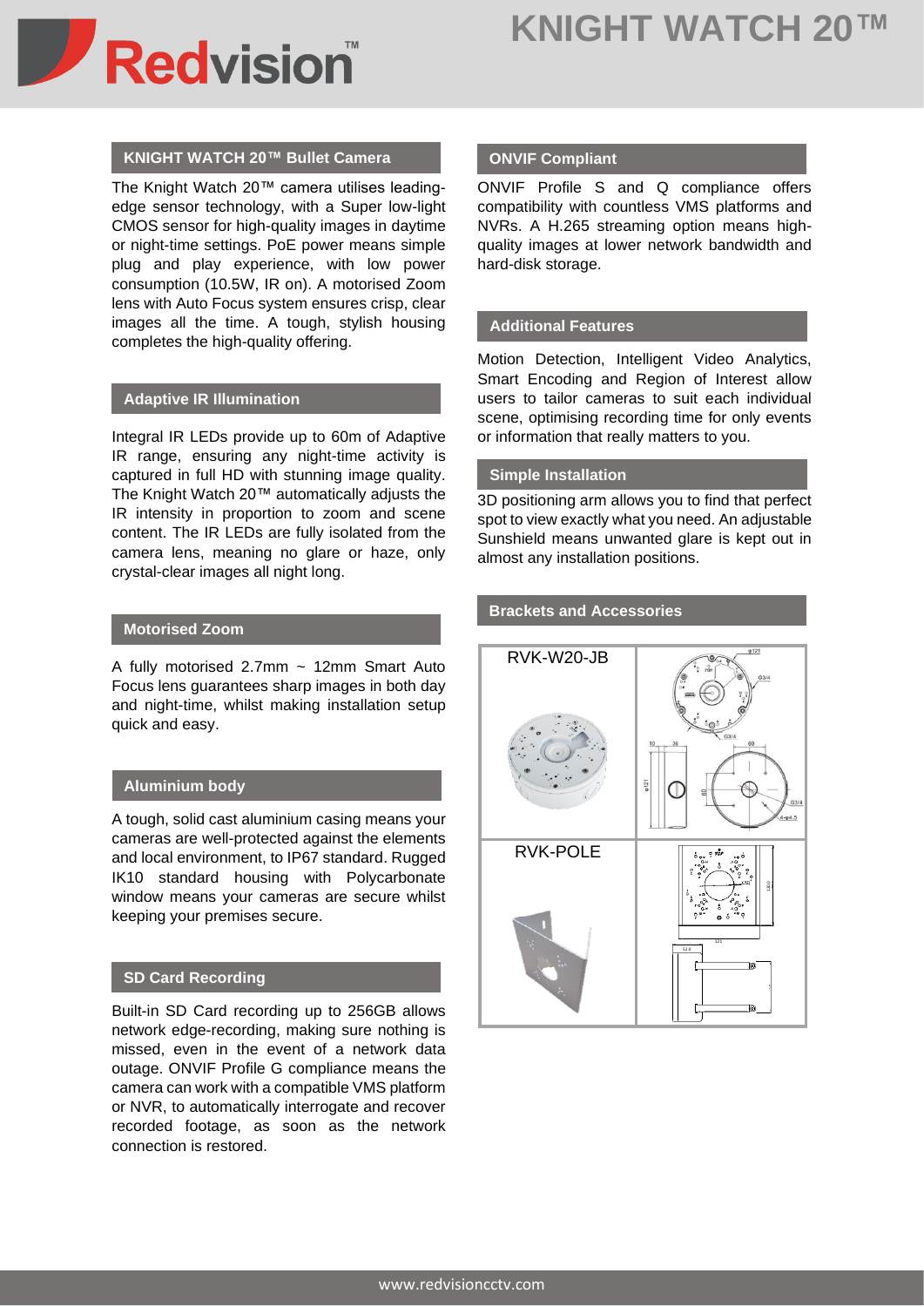## KNIGHT WATCH 20™ Bullet Camera

The Knight Watch 20™ camera utilises leading-edge sensor technology, with a Super low-light CMOS sensor for high-quality images in daytime or night-time settings. PoE power means simple plug and play experience, with low power consumption (10.5W, IR on). A motorised Zoom lens with Auto Focus system ensures crisp, clear images all the time. A tough, stylish housing completes the high-quality offering.

## Adaptive IR Illumination

Integral IR LEDs provide up to 60m of Adaptive IR range, ensuring any night-time activity is captured in full HD with stunning image quality. The Knight Watch 20™ automatically adjusts the IR intensity in proportion to zoom and scene content. The IR LEDs are fully isolated from the camera lens, meaning no glare or haze, only crystal-clear images all night long.

## Motorised Zoom

A fully motorised 2.7mm ~ 12mm Smart Auto Focus lens guarantees sharp images in both day and night-time, whilst making installation setup quick and easy.

## Aluminium body

A tough, solid cast aluminium casing means your cameras are well-protected against the elements and local environment, to IP67 standard. Rugged IK10 standard housing with Polycarbonate window means your cameras are secure whilst keeping your premises secure.

## SD Card Recording

Built-in SD Card recording up to 256GB allows network edge-recording, making sure nothing is missed, even in the event of a network data outage. ONVIF Profile G compliance means the camera can work with a compatible VMS platform or NVR, to automatically interrogate and recover recorded footage, as soon as the network connection is restored.

## ONVIF Compliant

ONVIF Profile S and Q compliance offers compatibility with countless VMS platforms and NVRs. A H.265 streaming option means high-quality images at lower network bandwidth and hard-disk storage.

## Additional Features

Motion Detection, Intelligent Video Analytics, Smart Encoding and Region of Interest allow users to tailor cameras to suit each individual scene, optimising recording time for only events or information that really matters to you.

## Simple Installation

3D positioning arm allows you to find that perfect spot to view exactly what you need. An adjustable Sunshield means unwanted glare is kept out in almost any installation positions.

## Brackets and Accessories

RVK-W20-JB

RVK-POLE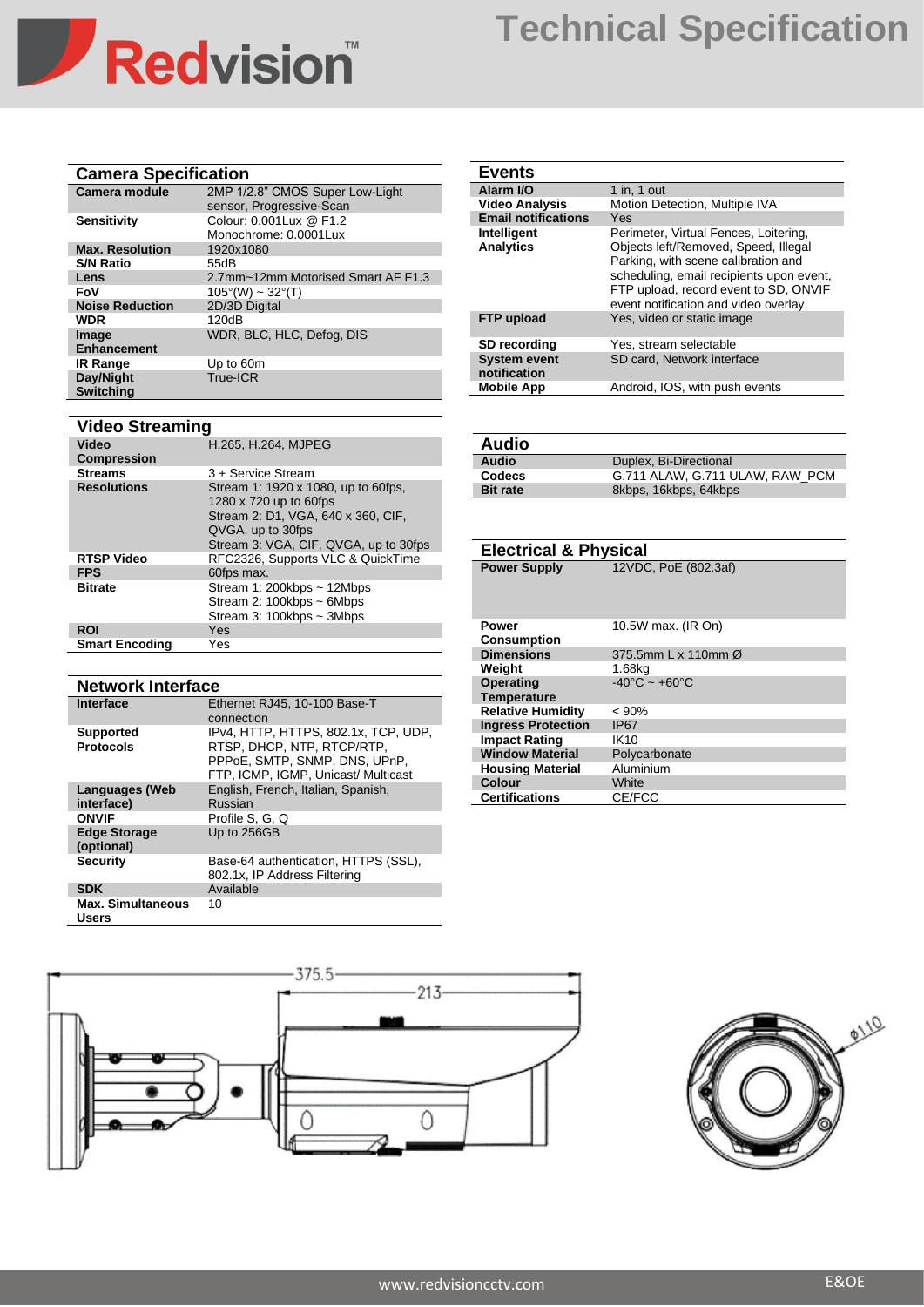# Technical Specification

## Camera Specification

| | |
|---|---|
| Camera module | 2MP 1/2.8" CMOS Super Low-Light sensor, Progressive-Scan |
| Sensitivity | Colour: 0.001Lux @ F1.2<br>Monochrome: 0.0001Lux |
| Max. Resolution | 1920x1080 |
| S/N Ratio | 55dB |
| Lens | 2.7mm~12mm Motorised Smart AF F1.3 |
| FoV | 105°(W) ~ 32°(T) |
| Noise Reduction | 2D/3D Digital |
| WDR | 120dB |
| Image Enhancement | WDR, BLC, HLC, Defog, DIS |
| IR Range | Up to 60m |
| Day/Night Switching | True-ICR |

## Video Streaming

| | |
|---|---|
| Video Compression | H.265, H.264, MJPEG |
| Streams | 3 + Service Stream |
| Resolutions | Stream 1: 1920 x 1080, up to 60fps, 1280 x 720 up to 60fps<br>Stream 2: D1, VGA, 640 x 360, CIF, QVGA, up to 30fps<br>Stream 3: VGA, CIF, QVGA, up to 30fps |
| RTSP Video | RFC2326, Supports VLC & QuickTime |
| FPS | 60fps max. |
| Bitrate | Stream 1: 200kbps ~ 12Mbps<br>Stream 2: 100kbps ~ 6Mbps<br>Stream 3: 100kbps ~ 3Mbps |
| ROI | Yes |
| Smart Encoding | Yes |

## Network Interface

| | |
|---|---|
| Interface | Ethernet RJ45, 10-100 Base-T connection |
| Supported Protocols | IPv4, HTTP, HTTPS, 802.1x, TCP, UDP, RTSP, DHCP, NTP, RTCP/RTP, PPPoE, SMTP, SNMP, DNS, UPnP, FTP, ICMP, IGMP, Unicast/ Multicast |
| Languages (Web interface) | English, French, Italian, Spanish, Russian |
| ONVIF | Profile S, G, Q |
| Edge Storage (optional) | Up to 256GB |
| Security | Base-64 authentication, HTTPS (SSL), 802.1x, IP Address Filtering |
| SDK | Available |
| Max. Simultaneous Users | 10 |

## Events

| | |
|---|---|
| Alarm I/O | 1 in, 1 out |
| Video Analysis | Motion Detection, Multiple IVA |
| Email notifications | Yes |
| Intelligent Analytics | Perimeter, Virtual Fences, Loitering, Objects left/Removed, Speed, Illegal Parking, with scene calibration and scheduling, email recipients upon event, FTP upload, record event to SD, ONVIF event notification and video overlay. |
| FTP upload | Yes, video or static image |
| SD recording | Yes, stream selectable |
| System event notification | SD card, Network interface |
| Mobile App | Android, IOS, with push events |

## Audio

| | |
|---|---|
| Audio | Duplex, Bi-Directional |
| Codecs | G.711 ALAW, G.711 ULAW, RAW_PCM |
| Bit rate | 8kbps, 16kbps, 64kbps |

## Electrical & Physical

| | |
|---|---|
| Power Supply | 12VDC, PoE (802.3af) |
| Power Consumption | 10.5W max. (IR On) |
| Dimensions | 375.5mm L x 110mm Ø |
| Weight | 1.68kg |
| Operating Temperature | -40°C ~ +60°C |
| Relative Humidity | < 90% |
| Ingress Protection | IP67 |
| Impact Rating | IK10 |
| Window Material | Polycarbonate |
| Housing Material | Aluminium |
| Colour | White |
| Certifications | CE/FCC |

375.5
213
ø110

www.redvisioncctv.com

E&OE